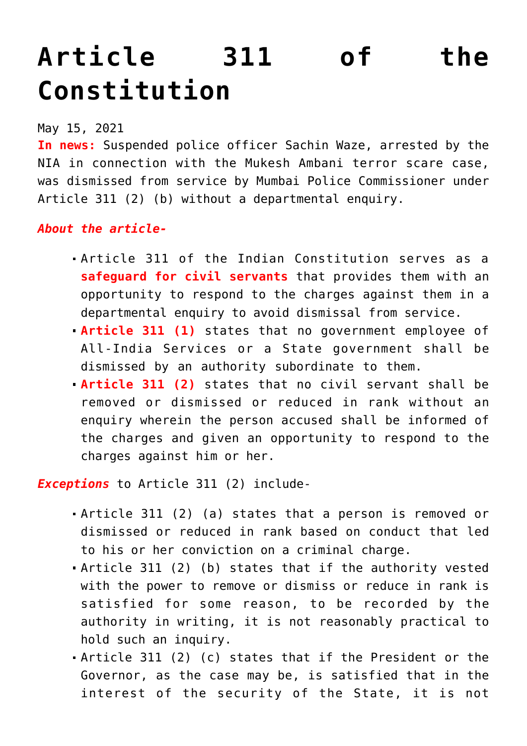# Article 311 of the Constitution

May 15, 2021

**In news:** Suspended police officer Sachin Waze, arrested by the NIA in connection with the Mukesh Ambani terror scare case, was dismissed from service by Mumbai Police Commissioner under Article 311 (2) (b) without a departmental enquiry.

***About the article-***

- Article 311 of the Indian Constitution serves as a **safeguard for civil servants** that provides them with an opportunity to respond to the charges against them in a departmental enquiry to avoid dismissal from service.
- **Article 311 (1)** states that no government employee of All-India Services or a State government shall be dismissed by an authority subordinate to them.
- **Article 311 (2)** states that no civil servant shall be removed or dismissed or reduced in rank without an enquiry wherein the person accused shall be informed of the charges and given an opportunity to respond to the charges against him or her.

***Exceptions*** to Article 311 (2) include-

- Article 311 (2) (a) states that a person is removed or dismissed or reduced in rank based on conduct that led to his or her conviction on a criminal charge.
- Article 311 (2) (b) states that if the authority vested with the power to remove or dismiss or reduce in rank is satisfied for some reason, to be recorded by the authority in writing, it is not reasonably practical to hold such an inquiry.
- Article 311 (2) (c) states that if the President or the Governor, as the case may be, is satisfied that in the interest of the security of the State, it is not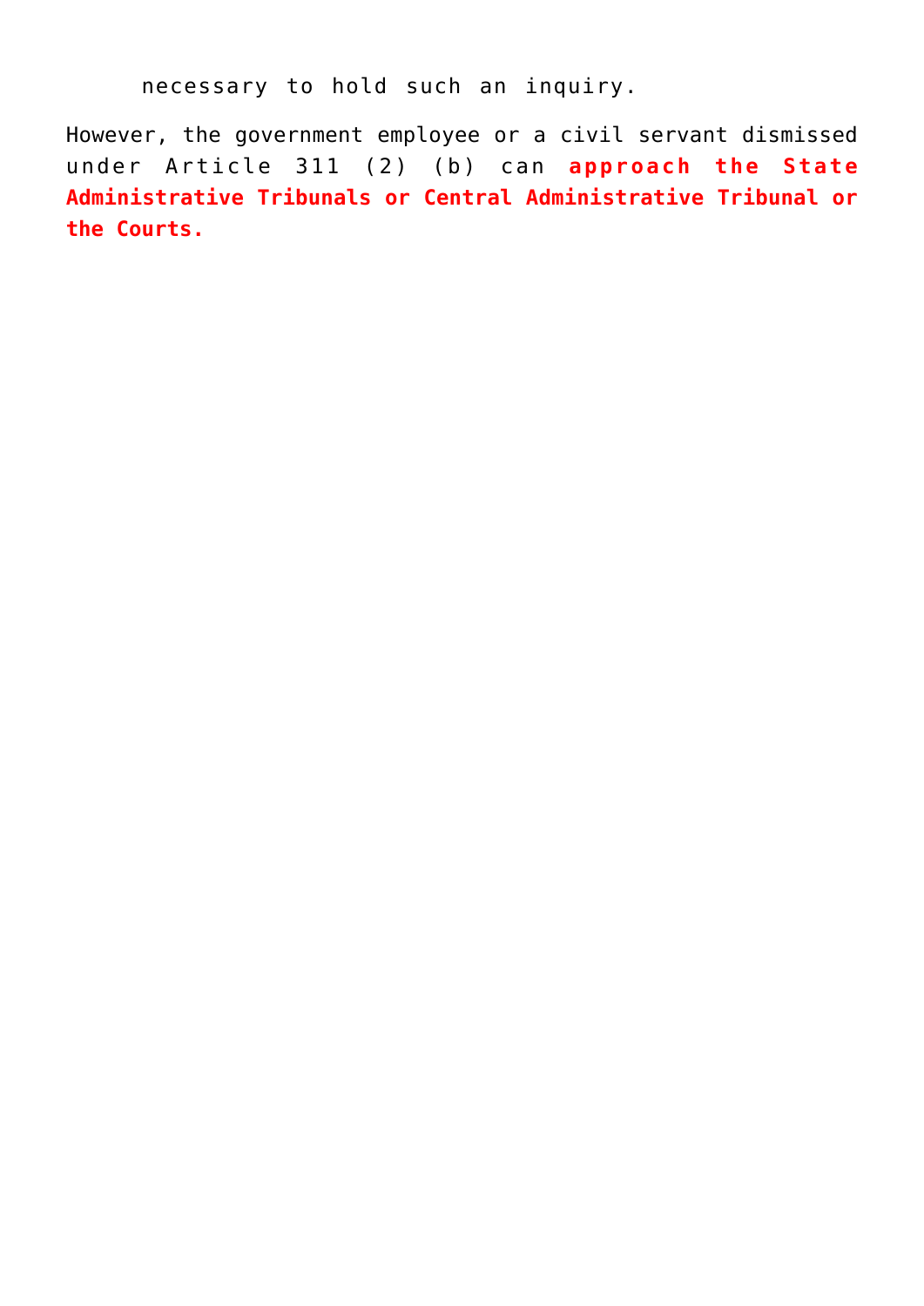necessary to hold such an inquiry.

However, the government employee or a civil servant dismissed under Article 311 (2) (b) can **approach the State Administrative Tribunals or Central Administrative Tribunal or the Courts.**